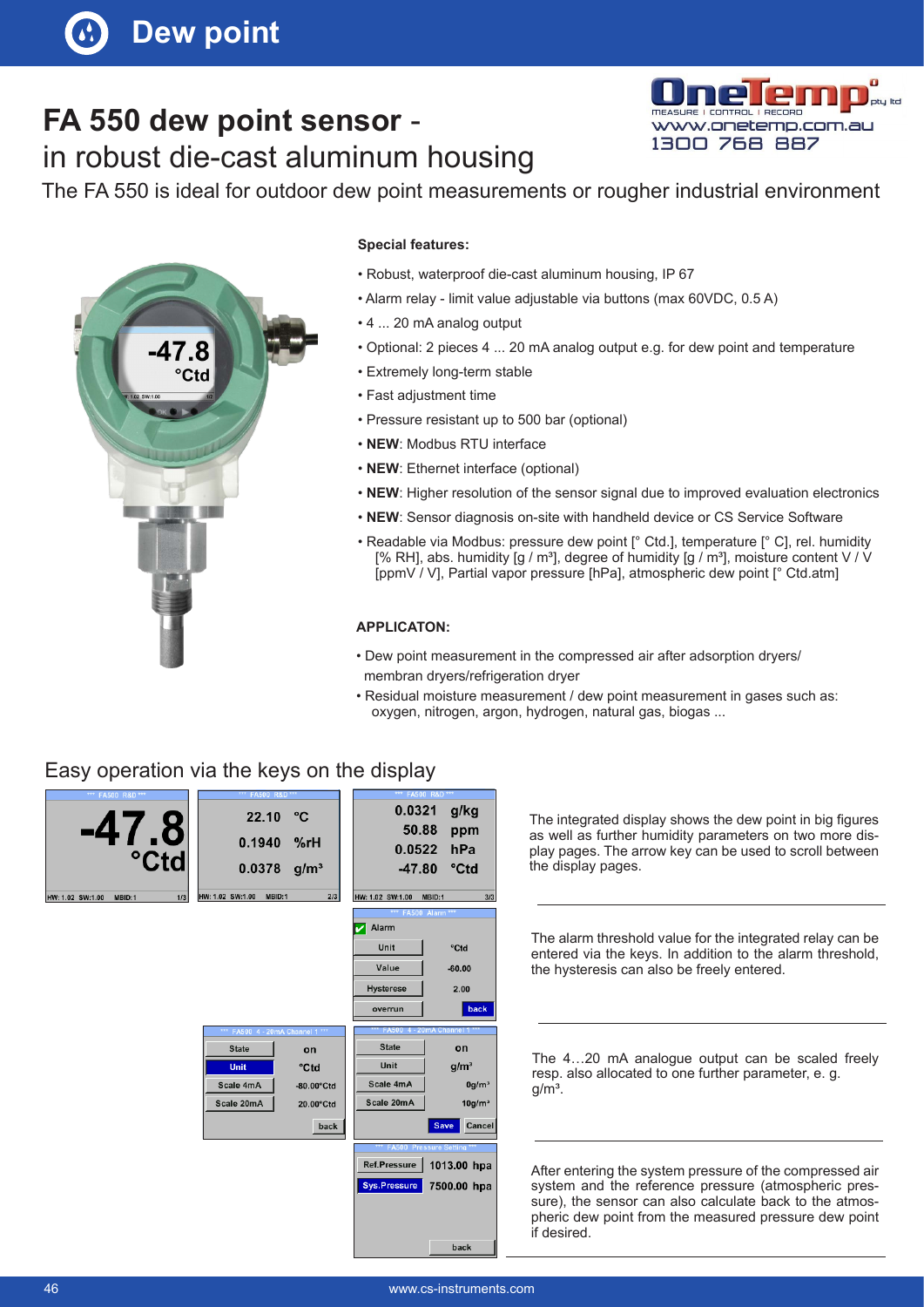# Dew point

## FA 550 dew point sensor - in robust die-cast aluminum housing

The FA 550 is ideal for outdoor dew point measurements or rougher industrial environment

**Special features:**

- Robust, waterproof die-cast aluminum housing, IP 67
- Alarm relay - limit value adjustable via buttons (max 60VDC, 0.5 A)
- 4 ... 20 mA analog output
- Optional: 2 pieces 4 ... 20 mA analog output e.g. for dew point and temperature
- Extremely long-term stable
- Fast adjustment time
- Pressure resistant up to 500 bar (optional)
- **NEW**: Modbus RTU interface
- **NEW**: Ethernet interface (optional)
- **NEW**: Higher resolution of the sensor signal due to improved evaluation electronics
- **NEW**: Sensor diagnosis on-site with handheld device or CS Service Software
- Readable via Modbus: pressure dew point [° Ctd.], temperature [° C], rel. humidity [% RH], abs. humidity [g / m³], degree of humidity [g / m³], moisture content V / V [ppmV / V], Partial vapor pressure [hPa], atmospheric dew point [° Ctd.atm]

**APPLICATON:**

- Dew point measurement in the compressed air after adsorption dryers/ membran dryers/refrigeration dryer
- Residual moisture measurement / dew point measurement in gases such as: oxygen, nitrogen, argon, hydrogen, natural gas, biogas ...

## Easy operation via the keys on the display

The integrated display shows the dew point in big figures as well as further humidity parameters on two more display pages. The arrow key can be used to scroll between the display pages.

The alarm threshold value for the integrated relay can be entered via the keys. In addition to the alarm threshold, the hysteresis can also be freely entered.

The 4…20 mA analogue output can be scaled freely resp. also allocated to one further parameter, e. g. g/m³.

After entering the system pressure of the compressed air system and the reference pressure (atmospheric pressure), the sensor can also calculate back to the atmospheric dew point from the measured pressure dew point if desired.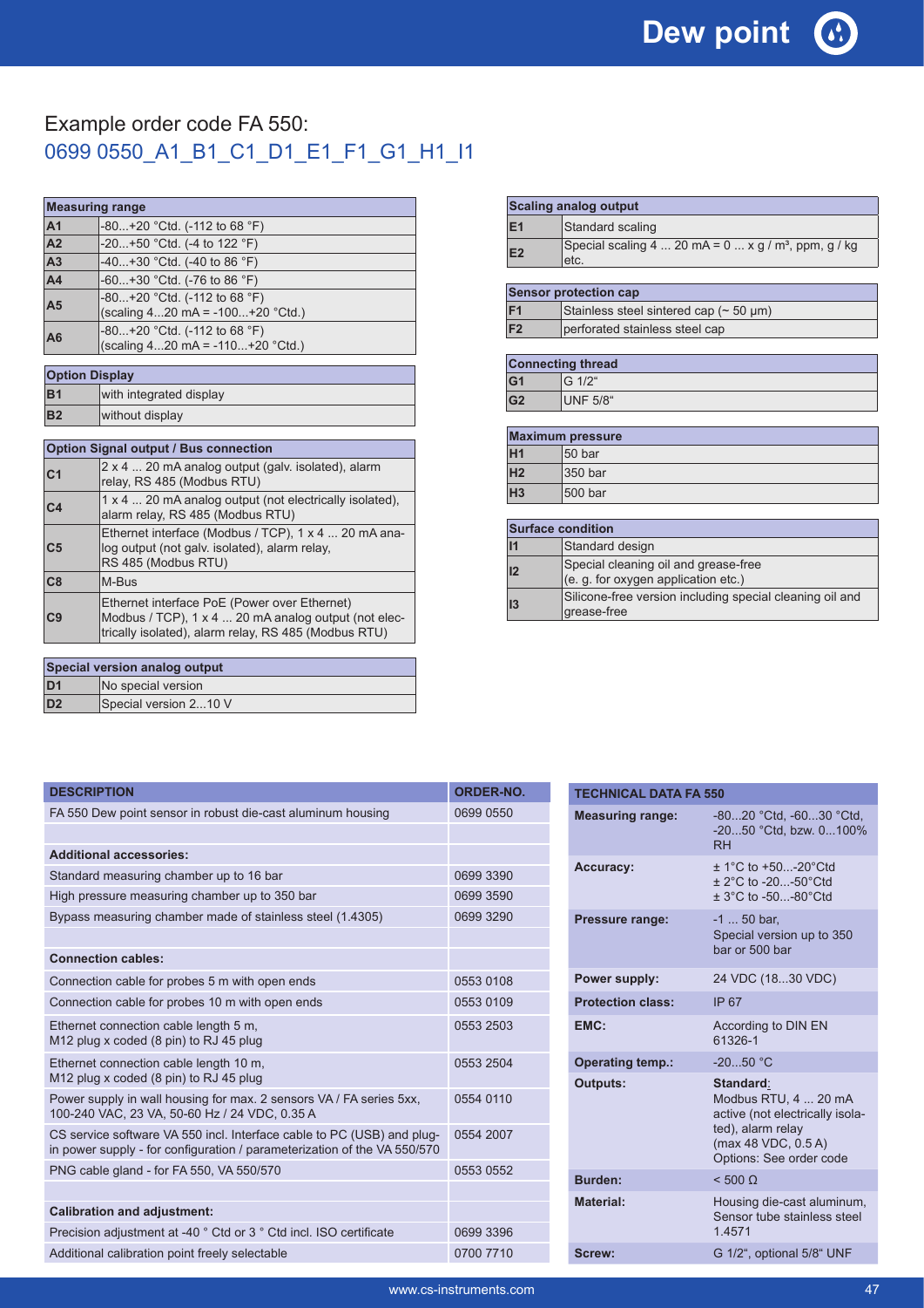## Example order code FA 550:

0699 0550_A1_B1_C1_D1_E1_F1_G1_H1_I1

| Measuring range | |
|---|---|
| A1 | -80...+20 °Ctd. (-112 to 68 °F) |
| A2 | -20...+50 °Ctd. (-4 to 122 °F) |
| A3 | -40...+30 °Ctd. (-40 to 86 °F) |
| A4 | -60...+30 °Ctd. (-76 to 86 °F) |
| A5 | -80...+20 °Ctd. (-112 to 68 °F) (scaling 4...20 mA = -100...+20 °Ctd.) |
| A6 | -80...+20 °Ctd. (-112 to 68 °F) (scaling 4...20 mA = -110...+20 °Ctd.) |

| Option Display | |
|---|---|
| B1 | with integrated display |
| B2 | without display |

| Option Signal output / Bus connection | |
|---|---|
| C1 | 2 x 4 ... 20 mA analog output (galv. isolated), alarm relay, RS 485 (Modbus RTU) |
| C4 | 1 x 4 ... 20 mA analog output (not electrically isolated), alarm relay, RS 485 (Modbus RTU) |
| C5 | Ethernet interface (Modbus / TCP), 1 x 4 ... 20 mA analog output (not galv. isolated), alarm relay, RS 485 (Modbus RTU) |
| C8 | M-Bus |
| C9 | Ethernet interface PoE (Power over Ethernet) Modbus / TCP), 1 x 4 ... 20 mA analog output (not electrically isolated), alarm relay, RS 485 (Modbus RTU) |

| Special version analog output | |
|---|---|
| D1 | No special version |
| D2 | Special version 2...10 V |

| Scaling analog output | |
|---|---|
| E1 | Standard scaling |
| E2 | Special scaling 4 ... 20 mA = 0 ... x g / m³, ppm, g / kg etc. |

| Sensor protection cap | |
|---|---|
| F1 | Stainless steel sintered cap (~ 50 µm) |
| F2 | perforated stainless steel cap |

| Connecting thread | |
|---|---|
| G1 | G 1/2“ |
| G2 | UNF 5/8“ |

| Maximum pressure | |
|---|---|
| H1 | 50 bar |
| H2 | 350 bar |
| H3 | 500 bar |

| Surface condition | |
|---|---|
| I1 | Standard design |
| I2 | Special cleaning oil and grease-free (e. g. for oxygen application etc.) |
| I3 | Silicone-free version including special cleaning oil and grease-free |

| DESCRIPTION | ORDER-NO. |
|---|---|
| FA 550 Dew point sensor in robust die-cast aluminum housing | 0699 0550 |
| | |
| **Additional accessories:** | |
| Standard measuring chamber up to 16 bar | 0699 3390 |
| High pressure measuring chamber up to 350 bar | 0699 3590 |
| Bypass measuring chamber made of stainless steel (1.4305) | 0699 3290 |
| | |
| **Connection cables:** | |
| Connection cable for probes 5 m with open ends | 0553 0108 |
| Connection cable for probes 10 m with open ends | 0553 0109 |
| Ethernet connection cable length 5 m, M12 plug x coded (8 pin) to RJ 45 plug | 0553 2503 |
| Ethernet connection cable length 10 m, M12 plug x coded (8 pin) to RJ 45 plug | 0553 2504 |
| Power supply in wall housing for max. 2 sensors VA / FA series 5xx, 100-240 VAC, 23 VA, 50-60 Hz / 24 VDC, 0.35 A | 0554 0110 |
| CS service software VA 550 incl. Interface cable to PC (USB) and plug-in power supply - for configuration / parameterization of the VA 550/570 | 0554 2007 |
| PNG cable gland - for FA 550, VA 550/570 | 0553 0552 |
| | |
| **Calibration and adjustment:** | |
| Precision adjustment at -40 ° Ctd or 3 ° Ctd incl. ISO certificate | 0699 3396 |
| Additional calibration point freely selectable | 0700 7710 |

| TECHNICAL DATA FA 550 | |
|---|---|
| **Measuring range:** | -80...20 °Ctd, -60...30 °Ctd, -20...50 °Ctd, bzw. 0...100% RH |
| **Accuracy:** | ± 1°C to +50...-20°Ctd<br>± 2°C to -20...-50°Ctd<br>± 3°C to -50...-80°Ctd |
| **Pressure range:** | -1 ... 50 bar, Special version up to 350 bar or 500 bar |
| **Power supply:** | 24 VDC (18...30 VDC) |
| **Protection class:** | IP 67 |
| **EMC:** | According to DIN EN 61326-1 |
| **Operating temp.:** | -20...50 °C |
| **Outputs:** | Standard:<br>Modbus RTU, 4 ... 20 mA active (not electrically isolated), alarm relay (max 48 VDC, 0.5 A)<br>Options: See order code |
| **Burden:** | < 500 Ω |
| **Material:** | Housing die-cast aluminum, Sensor tube stainless steel 1.4571 |
| **Screw:** | G 1/2“, optional 5/8“ UNF |

www.cs-instruments.com